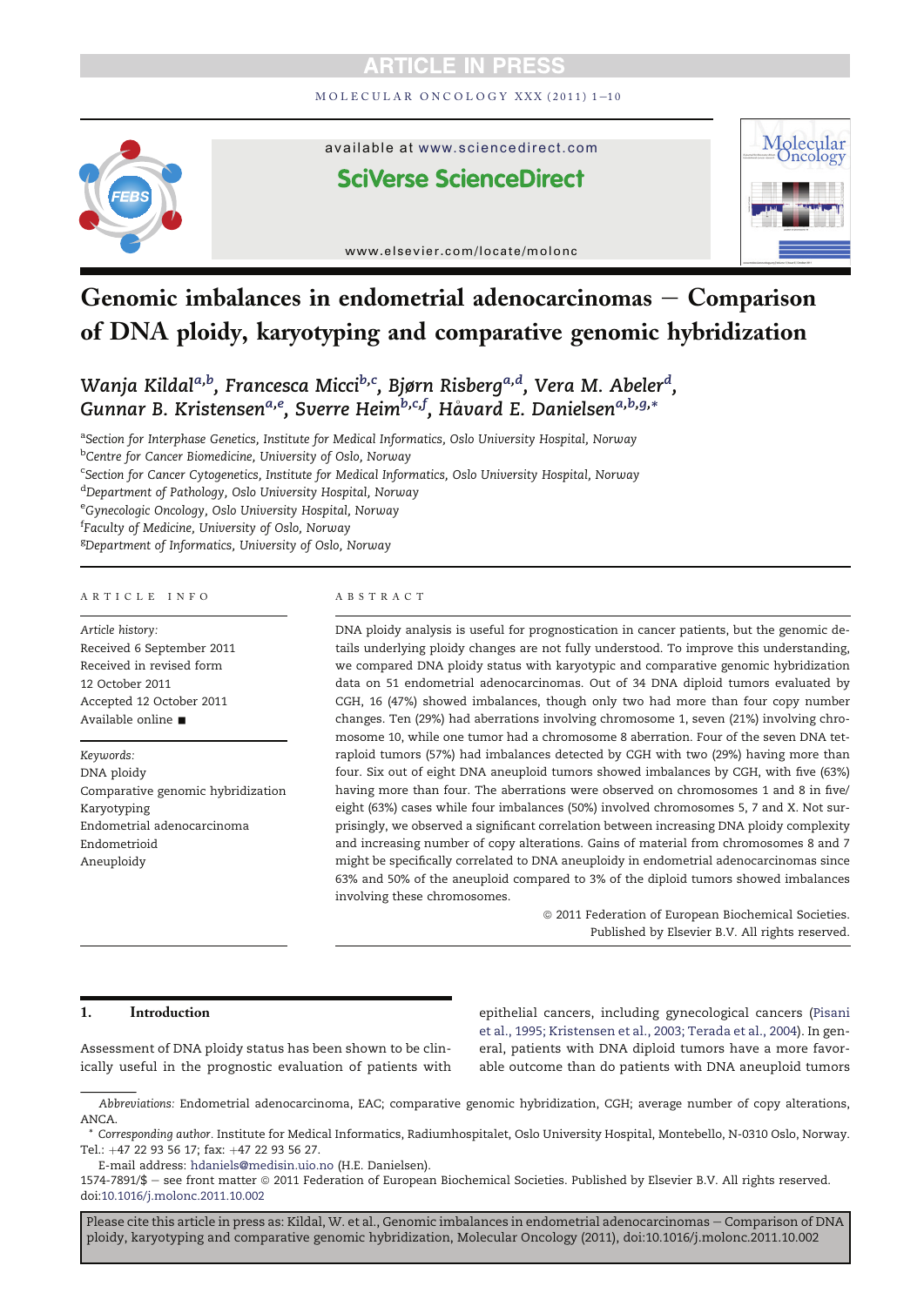# Genomic imbalances in endometrial adenocarcinomas — Comparison of DNA ploidy, karyotyping and comparative genomic hybridization

Wanja Kildal[a,b], Francesca Micci[b,c], Bjørn Risberg[a,d], Vera M. Abeler[d], Gunnar B. Kristensen[a,e], Sverre Heim[b,c,f], Håvard E. Danielsen[a,b,g,*]

[a]Section for Interphase Genetics, Institute for Medical Informatics, Oslo University Hospital, Norway
[b]Centre for Cancer Biomedicine, University of Oslo, Norway
[c]Section for Cancer Cytogenetics, Institute for Medical Informatics, Oslo University Hospital, Norway
[d]Department of Pathology, Oslo University Hospital, Norway
[e]Gynecologic Oncology, Oslo University Hospital, Norway
[f]Faculty of Medicine, University of Oslo, Norway
[g]Department of Informatics, University of Oslo, Norway

**ARTICLE INFO**

*Article history:*
Received 6 September 2011
Received in revised form
12 October 2011
Accepted 12 October 2011
Available online ■

*Keywords:*
DNA ploidy
Comparative genomic hybridization
Karyotyping
Endometrial adenocarcinoma
Endometrioid
Aneuploidy

**ABSTRACT**

DNA ploidy analysis is useful for prognostication in cancer patients, but the genomic details underlying ploidy changes are not fully understood. To improve this understanding, we compared DNA ploidy status with karyotypic and comparative genomic hybridization data on 51 endometrial adenocarcinomas. Out of 34 DNA diploid tumors evaluated by CGH, 16 (47%) showed imbalances, though only two had more than four copy number changes. Ten (29%) had aberrations involving chromosome 1, seven (21%) involving chromosome 10, while one tumor had a chromosome 8 aberration. Four of the seven DNA tetraploid tumors (57%) had imbalances detected by CGH with two (29%) having more than four. Six out of eight DNA aneuploid tumors showed imbalances by CGH, with five (63%) having more than four. The aberrations were observed on chromosomes 1 and 8 in five/eight (63%) cases while four imbalances (50%) involved chromosomes 5, 7 and X. Not surprisingly, we observed a significant correlation between increasing DNA ploidy complexity and increasing number of copy alterations. Gains of material from chromosomes 8 and 7 might be specifically correlated to DNA aneuploidy in endometrial adenocarcinomas since 63% and 50% of the aneuploid compared to 3% of the diploid tumors showed imbalances involving these chromosomes.

© 2011 Federation of European Biochemical Societies. Published by Elsevier B.V. All rights reserved.

## 1. Introduction

Assessment of DNA ploidy status has been shown to be clinically useful in the prognostic evaluation of patients with epithelial cancers, including gynecological cancers (Pisani et al., 1995; Kristensen et al., 2003; Terada et al., 2004). In general, patients with DNA diploid tumors have a more favorable outcome than do patients with DNA aneuploid tumors

*Abbreviations:* Endometrial adenocarcinoma, EAC; comparative genomic hybridization, CGH; average number of copy alterations, ANCA.

\* *Corresponding author.* Institute for Medical Informatics, Radiumhospitalet, Oslo University Hospital, Montebello, N-0310 Oslo, Norway. Tel.: +47 22 93 56 17; fax: +47 22 93 56 27.

E-mail address: hdaniels@medisin.uio.no (H.E. Danielsen).

1574-7891/$ – see front matter © 2011 Federation of European Biochemical Societies. Published by Elsevier B.V. All rights reserved.
doi:10.1016/j.molonc.2011.10.002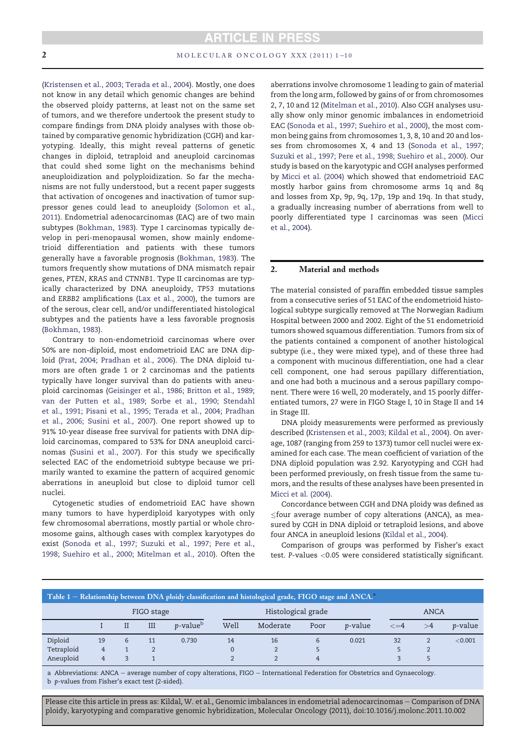(Kristensen et al., 2003; Terada et al., 2004). Mostly, one does not know in any detail which genomic changes are behind the observed ploidy patterns, at least not on the same set of tumors, and we therefore undertook the present study to compare findings from DNA ploidy analyses with those obtained by comparative genomic hybridization (CGH) and karyotyping. Ideally, this might reveal patterns of genetic changes in diploid, tetraploid and aneuploid carcinomas that could shed some light on the mechanisms behind aneuploidization and polyploidization. So far the mechanisms are not fully understood, but a recent paper suggests that activation of oncogenes and inactivation of tumor suppressor genes could lead to aneuploidy (Solomon et al., 2011). Endometrial adenocarcinomas (EAC) are of two main subtypes (Bokhman, 1983). Type I carcinomas typically develop in peri-menopausal women, show mainly endometrioid differentiation and patients with these tumors generally have a favorable prognosis (Bokhman, 1983). The tumors frequently show mutations of DNA mismatch repair genes, *PTEN*, *KRAS* and *CTNNB1*. Type II carcinomas are typically characterized by DNA aneuploidy, *TP53* mutations and *ERBB2* amplifications (Lax et al., 2000), the tumors are of the serous, clear cell, and/or undifferentiated histological subtypes and the patients have a less favorable prognosis (Bokhman, 1983).

Contrary to non-endometrioid carcinomas where over 50% are non-diploid, most endometrioid EAC are DNA diploid (Prat, 2004; Pradhan et al., 2006). The DNA diploid tumors are often grade 1 or 2 carcinomas and the patients typically have longer survival than do patients with aneuploid carcinomas (Geisinger et al., 1986; Britton et al., 1989; van der Putten et al., 1989; Sorbe et al., 1990; Stendahl et al., 1991; Pisani et al., 1995; Terada et al., 2004; Pradhan et al., 2006; Susini et al., 2007). One report showed up to 91% 10-year disease free survival for patients with DNA diploid carcinomas, compared to 53% for DNA aneuploid carcinomas (Susini et al., 2007). For this study we specifically selected EAC of the endometrioid subtype because we primarily wanted to examine the pattern of acquired genomic aberrations in aneuploid but close to diploid tumor cell nuclei.

Cytogenetic studies of endometrioid EAC have shown many tumors to have hyperdiploid karyotypes with only few chromosomal aberrations, mostly partial or whole chromosome gains, although cases with complex karyotypes do exist (Sonoda et al., 1997; Suzuki et al., 1997; Pere et al., 1998; Suehiro et al., 2000; Mitelman et al., 2010). Often the aberrations involve chromosome 1 leading to gain of material from the long arm, followed by gains of or from chromosomes 2, 7, 10 and 12 (Mitelman et al., 2010). Also CGH analyses usually show only minor genomic imbalances in endometrioid EAC (Sonoda et al., 1997; Suehiro et al., 2000), the most common being gains from chromosomes 1, 3, 8, 10 and 20 and losses from chromosomes X, 4 and 13 (Sonoda et al., 1997; Suzuki et al., 1997; Pere et al., 1998; Suehiro et al., 2000). Our study is based on the karyotypic and CGH analyses performed by Micci et al. (2004) which showed that endometrioid EAC mostly harbor gains from chromosome arms 1q and 8q and losses from Xp, 9p, 9q, 17p, 19p and 19q. In that study, a gradually increasing number of aberrations from well to poorly differentiated type I carcinomas was seen (Micci et al., 2004).

## 2. Material and methods

The material consisted of paraffin embedded tissue samples from a consecutive series of 51 EAC of the endometrioid histological subtype surgically removed at The Norwegian Radium Hospital between 2000 and 2002. Eight of the 51 endometrioid tumors showed squamous differentiation. Tumors from six of the patients contained a component of another histological subtype (i.e., they were mixed type), and of these three had a component with mucinous differentiation, one had a clear cell component, one had serous papillary differentiation, and one had both a mucinous and a serous papillary component. There were 16 well, 20 moderately, and 15 poorly differentiated tumors, 27 were in FIGO Stage I, 10 in Stage II and 14 in Stage III.

DNA ploidy measurements were performed as previously described (Kristensen et al., 2003; Kildal et al., 2004). On average, 1087 (ranging from 259 to 1373) tumor cell nuclei were examined for each case. The mean coefficient of variation of the DNA diploid population was 2.92. Karyotyping and CGH had been performed previously, on fresh tissue from the same tumors, and the results of these analyses have been presented in Micci et al. (2004).

Concordance between CGH and DNA ploidy was defined as ≤four average number of copy alterations (ANCA), as measured by CGH in DNA diploid or tetraploid lesions, and above four ANCA in aneuploid lesions (Kildal et al., 2004).

Comparison of groups was performed by Fisher's exact test. P-values <0.05 were considered statistically significant.

**Table 1 – Relationship between DNA ploidy classification and histological grade, FIGO stage and ANCA.[a]**

| | FIGO stage | | | | Histological grade | | | | ANCA | | |
|---|---|---|---|---|---|---|---|---|---|---|---|
| | I | II | III | *p*-value[b] | Well | Moderate | Poor | *p*-value | <=4 | >4 | *p*-value |
| Diploid | 19 | 6 | 11 | 0.730 | 14 | 16 | 6 | 0.021 | 32 | 2 | <0.001 |
| Tetraploid | 4 | 1 | 2 | | 0 | 2 | 5 | | 5 | 2 | |
| Aneuploid | 4 | 3 | 1 | | 2 | 2 | 4 | | 3 | 5 | |

a Abbreviations: ANCA – average number of copy alterations, FIGO – International Federation for Obstetrics and Gynaecology.
b *p*-values from Fisher's exact test (2-sided).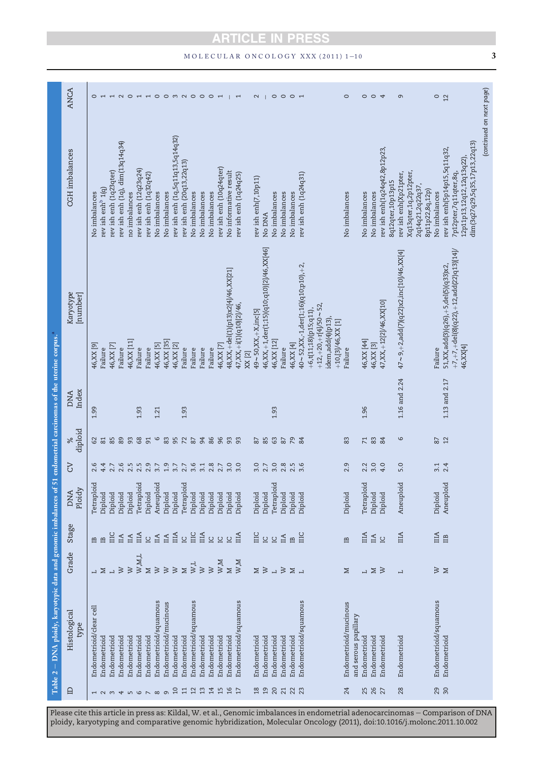Table 2 – DNA ploidy, karyotypic data and genomic imbalances of 51 endometrial carcinomas of the uterine corpus.[a]

| ID | Histological type | Grade | Stage | DNA Ploidy | CV | % diploid | DNA Index | Karyotype [number] | CGH imbalances | ANCA |
|---|---|---|---|---|---|---|---|---|---|---|
| 1 | Endometrioid/clear cell | L | IB | Tetraploid | 2.6 | 62 | 1.99 | 46,XX [9] | No imbalances | 0 |
| 2 | Endometrioid | M | IB | Diploid | 4.4 | 81 | | Failure | rev ish enh[b] 1(q) | 1 |
| 3 | Endometrioid | L | IIIC | Diploid | 2.7 | 85 | | 46,XX [7] | rev ish enh (1q23qter) | 1 |
| 4 | Endometrioid | W | IIA | Diploid | 2.6 | 89 | | Failure | rev ish enh (1q), dim(13q14q34) | 2 |
| 5 | Endometrioid | W | IIA | Diploid | 2.5 | 93 | | 46,XX [11] | no imbalances | 0 |
| 6 | Endometrioid | W,M,L | IIIA | Tetraploid | 2.5 | 68 | 1.93 | Failure | rev ish enh (12q23q24) | 1 |
| 7 | Endometrioid | M | IC | Diploid | 2.9 | 91 | | Failure | rev ish enh (1q32q42) | 1 |
| 8 | Endometrioid/squamous | W | IIA | Aneuploid | 3.7 | 6 | 1.21 | 46,XX [5] | No imbalances | 0 |
| 9 | Endometrioid/mucinous | W | IIA | Diploid | 1.9 | 83 | | 46,XX [35] | No imbalances | 0 |
| 10 | Endometrioid | W | IIIA | Diploid | 3.7 | 95 | | 46,XX [2] | rev ish enh (1q,5q11q13,5q14q32) | 3 |
| 11 | Endometrioid | M | IC | Tetraploid | 2.7 | 72 | 1.93 | Failure | rev ish enh (20q13,22q13) | 2 |
| 12 | Endometrioid/squamous | W,L | IIIC | Diploid | 3.6 | 87 | | Failure | No imbalances | 0 |
| 13 | Endometrioid | W | IIIA | Diploid | 3.1 | 94 | | Failure | No imbalances | 0 |
| 14 | Endometrioid | W | IC | Diploid | 2.8 | 86 | | Failure | No imbalances | 0 |
| 15 | Endometrioid | W,M | IC | Diploid | 2.7 | 96 | | 46,XX [7] | rev ish enh (10q24qter) | 1 |
| 16 | Endometrioid | M | IC | Diploid | 3.0 | 93 | | 48,XX,+del(1)(p13)x2[4]/46,XX[21] | No informative result | – |
| 17 | Endometrioid/squamous | W,M | IIIA | Diploid | 3.0 | 93 | | 47,XX,+i(1)(q10)[2]/46, XX [2] | rev ish enh (1q24q25) | 1 |
| 18 | Endometrioid | M | IIIC | Diploid | 3.0 | 87 | | 49~50,XX,+X,inc[5] | rev ish enh(7,10p11) | 2 |
| 19 | Endometrioid | W | IC | Diploid | 2.7 | 85 | | 46,XX,+1,der(1;15)(q10;q10)[2]/46,XX[46] | No DNA | – |
| 20 | Endometrioid | L | IC | Tetraploid | 3.0 | 63 | 1.93 | 46,XX [12] | No imbalances | 0 |
| 21 | Endometrioid | W | IIA | Diploid | 2.8 | 87 | | Failure | No imbalances | 0 |
| 22 | Endometrioid | M | IB | Diploid | 2.5 | 79 | | 46,XX [4] | No imbalances | 0 |
| 23 | Endometrioid/squamous | L | IIIC | Diploid | 3.6 | 84 | | 40~52,XX,-1,der(1;16)(q10;p10),+2, +6,t(11;18)(p15;q11), +12,+20,+r[4]/50~52, idem,add(4)(p13), +10,[3]/46,XX [1] | rev ish enh (1q24q31) | 1 |
| 24 | Endometrioid/mucinous and serous papillary | M | IB | Diploid | 2.9 | 83 | | Failure | No imbalances | 0 |
| 25 | Endometrioid | L | IIIA | Tetraploid | 2.2 | 71 | 1.96 | 46,XX [44] | No imbalances | 0 |
| 26 | Endometrioid | M | IIA | Diploid | 3.0 | 83 | | 46,XX [3] | No imbalances | 0 |
| 27 | Endometrioid | W | IC | Diploid | 4.0 | 84 | | 47,XX,+12[2]/46,XX[10] | rev ish enh(1q24q42,8p12p23, 8q12qter,10p13p15 | 4 |
| 28 | Endometrioid | L | IIIA | Aneuploid | 5.0 | 6 | 1.16 and 2.24 | 47~9,+2,add(7)(q22)x2,inc[10]/46,XX[4] | rev ish enh(Xp21pter, Xq13qter,1q,2p12pter, 2q14q21,2q22q37, 8p11p22,8q,12p) | 9 |
| 29 | Endometrioid/squamous | W | IIIA | Diploid | 3.1 | 87 | | Failure | No imbalances | 0 |
| 30 | Endometrioid | M | IIB | Aneuploid | 2.4 | 12 | 1.13 and 2.17 | 51,XX,add(3)(q26),+5,del(5)(q33)x2, +7,+7,+del(8)(q22),+12,add(22)(q13)[14]/ 46,XX[4] | rev ish enh(5p14p15,5q11q32, 7p12pter,7q11qter,8q, 12p11p13,12q12,12q13q22), dim(3q27q29,5q35,17p13,22q13) | 12 |

(continued on next page)

Please cite this article in press as: Kildal, W. et al., Genomic imbalances in endometrial adenocarcinomas – Comparison of DNA ploidy, karyotyping and comparative genomic hybridization, Molecular Oncology (2011), doi:10.1016/j.molonc.2011.10.002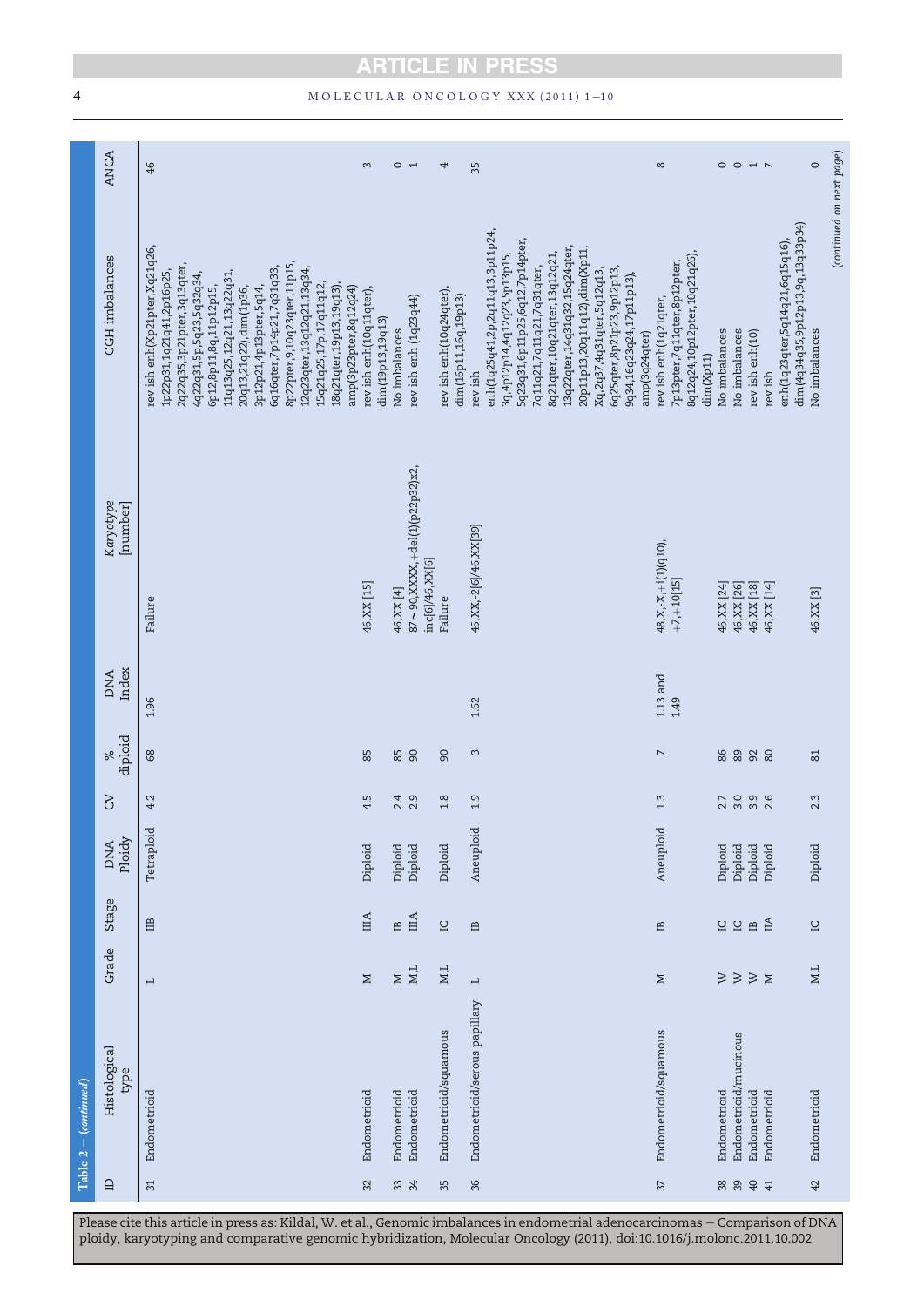Table 2 – (continued)

| ID | Histological type | Grade | Stage | DNA Ploidy | CV | % diploid | DNA Index | Karyotype [number] | CGH imbalances | ANCA |
|---|---|---|---|---|---|---|---|---|---|---|
| 31 | Endometrioid | L | IIB | Tetraploid | 4.2 | 68 | 1.96 | Failure | rev ish enh(Xp21pter,Xq21q26, 1p22p31,1q21q41,2p16p25, 2q22q35,3p21pter,3q13qter, 4q22q31,5p,5q23,5q32q34, 6p12,8p11,8q,11p12p15, 11q13q25,12q21,13q22q31, 20q13,21q22),dim(1p36, 3p12p21,4p13pter,5q14, 6q16qter,7p14p21,7q31q33, 8p22pter,9,10q23qter,11p15, 12q23qter,13q12q21,13q34, 15q21q25,17p,17q11q12, 18q21qter,19p13,19q13), amp(3p23pter,8q12q24) | 46 |
| 32 | Endometrioid | M | IIIA | Diploid | 4.5 | 85 | | 46,XX [15] | rev ish enh(10q11qter), dim(19p13,19q13) | 3 |
| 33 | Endometrioid | M | IB | Diploid | 2.4 | 85 | | 46,XX [4] | No imbalances | 0 |
| 34 | Endometrioid | M,L | IIIA | Diploid | 2.9 | 90 | | 87∼90,XXXX,+del(1)(p22p32)x2, inc[6]/46,XX[6] | rev ish enh (1q23q44) | 1 |
| 35 | Endometrioid/squamous | M,L | IC | Diploid | 1.8 | 90 | | Failure | rev ish enh(10q24qter), dim(16p11,16q,19p13) | 4 |
| 36 | Endometrioid/serous papillary | L | IB | Aneuploid | 1.9 | 3 | 1.62 | 45,XX,-2[6]/46,XX[39] | rev ish enh(1q25q41,2p,2q11q13,3p11p24, 3q,4p12p14,4q12q23,5p13p15, 5q23q31,6p11p25,6q12,7p14pter, 7q11q21,7q11q21,7q31qter, 8q21qter,10q21qter,13q12q21, 13q22qter,14q31q32,15q24qter, 20p11p13,20q11q12),dim(Xp11, Xq,2q37,4q31qter,5q12q13, 6q25qter,8p21p23,9p12p13, 9q34,16q23q24,17p11p13), amp(3q24qter) | 35 |
| 37 | Endometrioid/squamous | M | IB | Aneuploid | 1.3 | 7 | 1.13 and 1.49 | 48,X,-X,+i(1)(q10), +7,+10[15] | rev ish enh(1q21qter, 7p13pter,7q11qter,8p12pter, 8q12q24,10p12pter,10q21q26), dim(Xp11) | 8 |
| 38 | Endometrioid | W | IC | Diploid | 2.7 | 86 | | 46,XX [24] | No imbalances | 0 |
| 39 | Endometrioid/mucinous | W | IC | Diploid | 3.0 | 89 | | 46,XX [26] | No imbalances | 0 |
| 40 | Endometrioid | W | IB | Diploid | 3.9 | 92 | | 46,XX [18] | rev ish enh(10) | 1 |
| 41 | Endometrioid | M | IIA | Diploid | 2.6 | 80 | | 46,XX [14] | rev ish enh(1q23qter,5q14q21,6q15q16), dim(4q34q35,9p12p13,9q,13q33p34) | 7 |
| 42 | Endometrioid | M,L | IC | Diploid | 2.3 | 81 | | 46,XX [3] | No imbalances | 0 |

(continued on next page)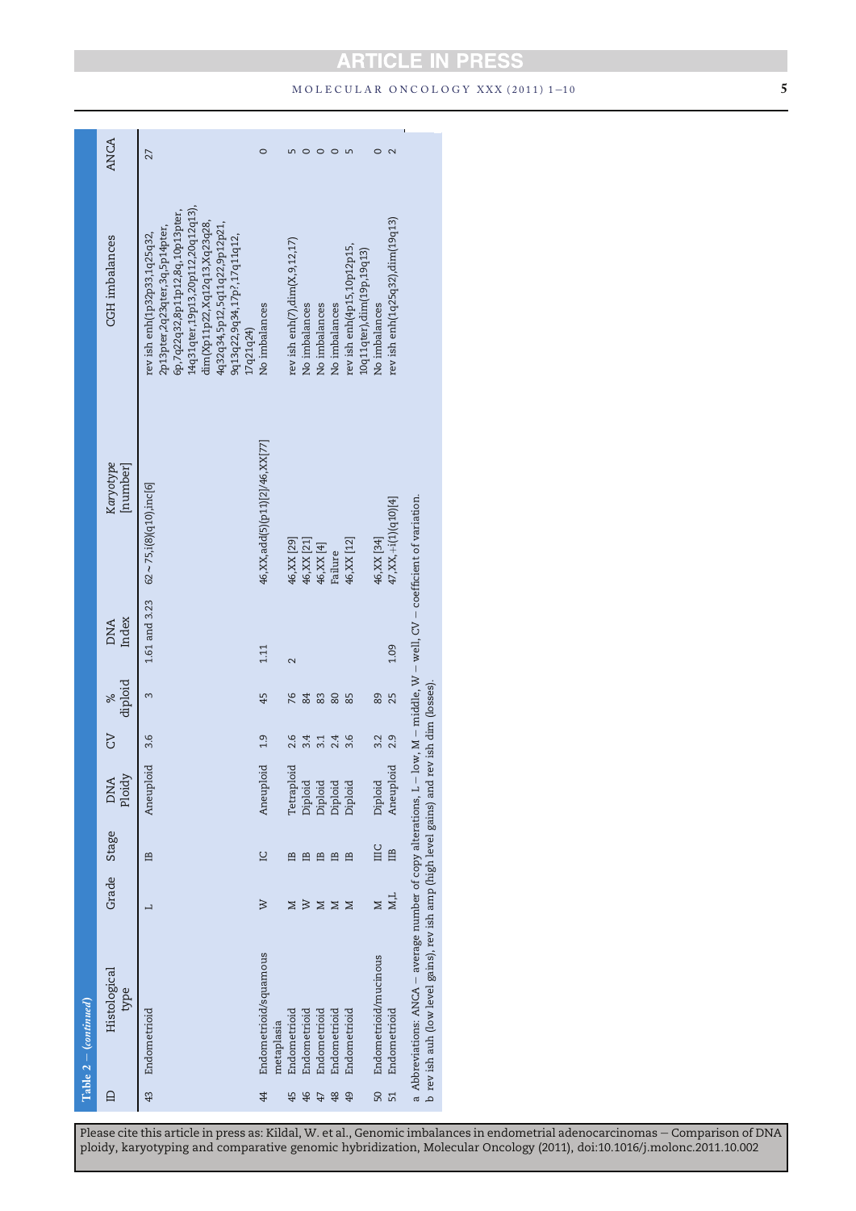**Table 2 – (continued)**

| ID | Histological type | Grade | Stage | DNA Ploidy | CV | % diploid | DNA Index | Karyotype [number] | CGH imbalances | ANCA |
|---|---|---|---|---|---|---|---|---|---|---|
| 43 | Endometrioid | L | IB | Aneuploid | 3.6 | 3 | 1.61 and 3.23 | 62∼75,i(8)(q10),inc[6] | rev ish enh(1p32p33,1q25q32, 2p13pter,2q23qter,3q,5p14pter, 6p,7q22q32,8p11p12,8q,10p13pter, 14q31qter,19p13,20p112,20q12q13), dim(Xp11p22,Xq12q13,Xq23q28, 4q32q34,5p12,5q11q22,9p12p21, 9q13q22,9q34,17p?,17q11q12, 17q21q24) | 27 |
| 44 | Endometrioid/squamous metaplasia | W | IC | Aneuploid | 1.9 | 45 | 1.11 | 46,XX,add(5)(p11)[2]/46,XX[77] | No imbalances | 0 |
| 45 | Endometrioid | M | IB | Tetraploid | 2.6 | 76 | 2 | 46,XX [29] | rev ish enh(7),dim(X,9,12,17) | 5 |
| 46 | Endometrioid | W | IB | Diploid | 3.4 | 84 | | 46,XX [21] | No imbalances | 0 |
| 47 | Endometrioid | M | IB | Diploid | 3.1 | 83 | | 46,XX [4] | No imbalances | 0 |
| 48 | Endometrioid | M | IB | Diploid | 2.4 | 80 | | Failure | No imbalances | 0 |
| 49 | Endometrioid | M | IB | Diploid | 3.6 | 85 | | 46,XX [12] | rev ish enh(4p15,10p12p15, 10q11qter),dim(19p,19q13) | 5 |
| 50 | Endometrioid/mucinous | M | IIIC | Diploid | 3.2 | 89 | | 46,XX [34] | No imbalances | 0 |
| 51 | Endometrioid | M,L | IIB | Aneuploid | 2.9 | 25 | 1.09 | 47,XX,+i(1)(q10)[4] | rev ish enh(1q25q32),dim(19q13) | 2 |

a Abbreviations: ANCA – average number of copy alterations, L – low, M – middle, W – well, CV – coefficient of variation.
b rev ish auh (low level gains), rev ish amp (high level gains) and rev ish dim (losses).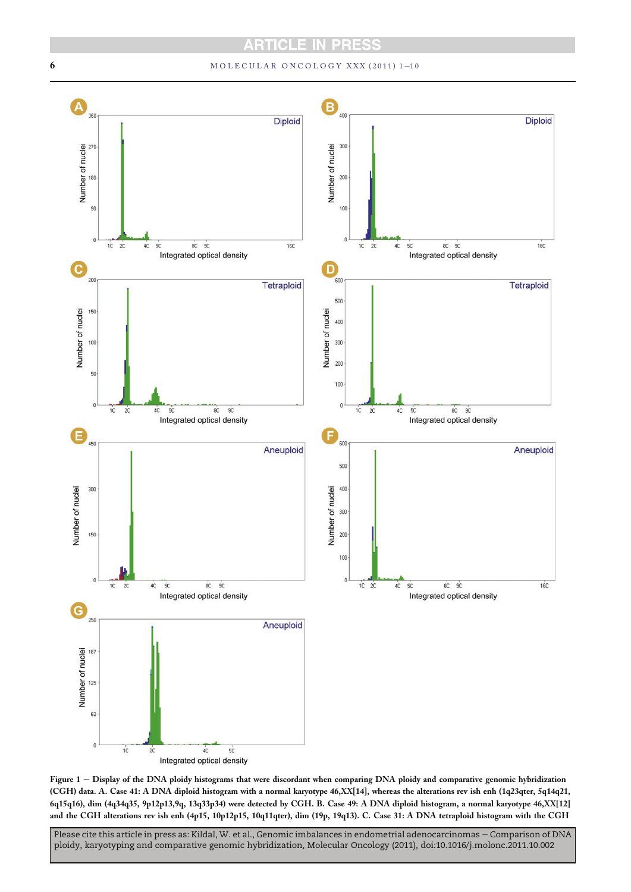Figure 1 – Display of the DNA ploidy histograms that were discordant when comparing DNA ploidy and comparative genomic hybridization (CGH) data. A. Case 41: A DNA diploid histogram with a normal karyotype 46,XX[14], whereas the alterations rev ish enh (1q23qter, 5q14q21, 6q15q16), dim (4q34q35, 9p12p13,9q, 13q33p34) were detected by CGH. B. Case 49: A DNA diploid histogram, a normal karyotype 46,XX[12] and the CGH alterations rev ish enh (4p15, 10p12p15, 10q11qter), dim (19p, 19q13). C. Case 31: A DNA tetraploid histogram with the CGH

Please cite this article in press as: Kildal, W. et al., Genomic imbalances in endometrial adenocarcinomas – Comparison of DNA ploidy, karyotyping and comparative genomic hybridization, Molecular Oncology (2011), doi:10.1016/j.molonc.2011.10.002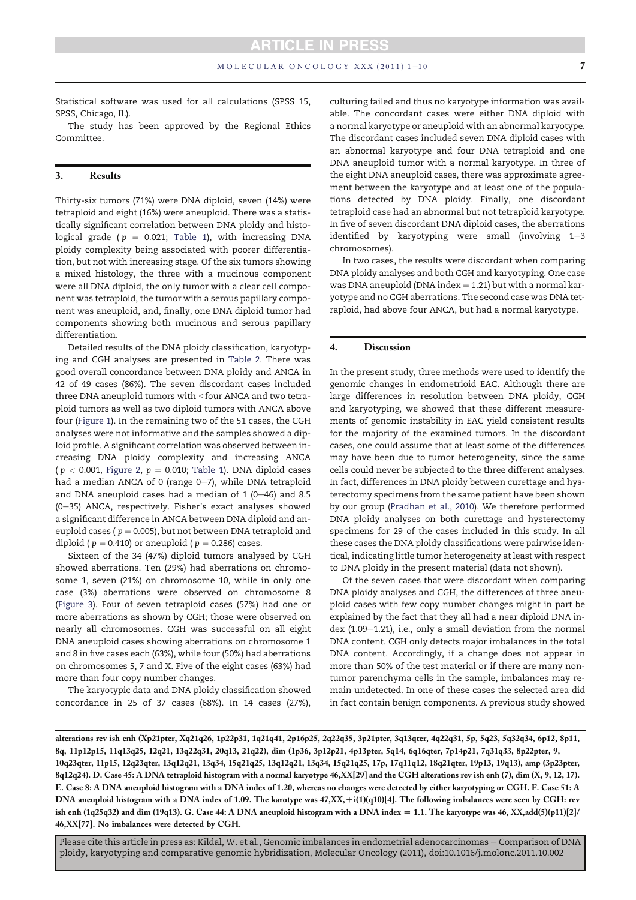Statistical software was used for all calculations (SPSS 15, SPSS, Chicago, IL).

The study has been approved by the Regional Ethics Committee.

## 3. Results

Thirty-six tumors (71%) were DNA diploid, seven (14%) were tetraploid and eight (16%) were aneuploid. There was a statistically significant correlation between DNA ploidy and histological grade ($p = 0.021$; Table 1), with increasing DNA ploidy complexity being associated with poorer differentiation, but not with increasing stage. Of the six tumors showing a mixed histology, the three with a mucinous component were all DNA diploid, the only tumor with a clear cell component was tetraploid, the tumor with a serous papillary component was aneuploid, and, finally, one DNA diploid tumor had components showing both mucinous and serous papillary differentiation.

Detailed results of the DNA ploidy classification, karyotyping and CGH analyses are presented in Table 2. There was good overall concordance between DNA ploidy and ANCA in 42 of 49 cases (86%). The seven discordant cases included three DNA aneuploid tumors with ≤four ANCA and two tetraploid tumors as well as two diploid tumors with ANCA above four (Figure 1). In the remaining two of the 51 cases, the CGH analyses were not informative and the samples showed a diploid profile. A significant correlation was observed between increasing DNA ploidy complexity and increasing ANCA ($p < 0.001$, Figure 2, $p = 0.010$; Table 1). DNA diploid cases had a median ANCA of 0 (range 0–7), while DNA tetraploid and DNA aneuploid cases had a median of 1 (0–46) and 8.5 (0–35) ANCA, respectively. Fisher's exact analyses showed a significant difference in ANCA between DNA diploid and aneuploid cases ($p = 0.005$), but not between DNA tetraploid and diploid ($p = 0.410$) or aneuploid ($p = 0.286$) cases.

Sixteen of the 34 (47%) diploid tumors analysed by CGH showed aberrations. Ten (29%) had aberrations on chromosome 1, seven (21%) on chromosome 10, while in only one case (3%) aberrations were observed on chromosome 8 (Figure 3). Four of seven tetraploid cases (57%) had one or more aberrations as shown by CGH; those were observed on nearly all chromosomes. CGH was successful on all eight DNA aneuploid cases showing aberrations on chromosome 1 and 8 in five cases each (63%), while four (50%) had aberrations on chromosomes 5, 7 and X. Five of the eight cases (63%) had more than four copy number changes.

The karyotypic data and DNA ploidy classification showed concordance in 25 of 37 cases (68%). In 14 cases (27%), culturing failed and thus no karyotype information was available. The concordant cases were either DNA diploid with a normal karyotype or aneuploid with an abnormal karyotype. The discordant cases included seven DNA diploid cases with an abnormal karyotype and four DNA tetraploid and one DNA aneuploid tumor with a normal karyotype. In three of the eight DNA aneuploid cases, there was approximate agreement between the karyotype and at least one of the populations detected by DNA ploidy. Finally, one discordant tetraploid case had an abnormal but not tetraploid karyotype. In five of seven discordant DNA diploid cases, the aberrations identified by karyotyping were small (involving 1–3 chromosomes).

In two cases, the results were discordant when comparing DNA ploidy analyses and both CGH and karyotyping. One case was DNA aneuploid (DNA index = 1.21) but with a normal karyotype and no CGH aberrations. The second case was DNA tetraploid, had above four ANCA, but had a normal karyotype.

## 4. Discussion

In the present study, three methods were used to identify the genomic changes in endometrioid EAC. Although there are large differences in resolution between DNA ploidy, CGH and karyotyping, we showed that these different measurements of genomic instability in EAC yield consistent results for the majority of the examined tumors. In the discordant cases, one could assume that at least some of the differences may have been due to tumor heterogeneity, since the same cells could never be subjected to the three different analyses. In fact, differences in DNA ploidy between curettage and hysterectomy specimens from the same patient have been shown by our group (Pradhan et al., 2010). We therefore performed DNA ploidy analyses on both curettage and hysterectomy specimens for 29 of the cases included in this study. In all these cases the DNA ploidy classifications were pairwise identical, indicating little tumor heterogeneity at least with respect to DNA ploidy in the present material (data not shown).

Of the seven cases that were discordant when comparing DNA ploidy analyses and CGH, the differences of three aneuploid cases with few copy number changes might in part be explained by the fact that they all had a near diploid DNA index (1.09–1.21), i.e., only a small deviation from the normal DNA content. CGH only detects major imbalances in the total DNA content. Accordingly, if a change does not appear in more than 50% of the test material or if there are many non-tumor parenchyma cells in the sample, imbalances may remain undetected. In one of these cases the selected area did in fact contain benign components. A previous study showed

**alterations rev ish enh (Xp21pter, Xq21q26, 1p22p31, 1q21q41, 2p16p25, 2q22q35, 3p21pter, 3q13qter, 4q22q31, 5p, 5q23, 5q32q34, 6p12, 8p11, 8q, 11p12p15, 11q13q25, 12q21, 13q22q31, 20q13, 21q22), dim (1p36, 3p12p21, 4p13pter, 5q14, 6q16qter, 7p14p21, 7q31q33, 8p22pter, 9, 10q23qter, 11p15, 12q23qter, 13q12q21, 13q34, 15q21q25, 13q12q21, 13q34, 15q21q25, 17p, 17q11q12, 18q21qter, 19p13, 19q13), amp (3p23pter, 8q12q24). D. Case 45: A DNA tetraploid histogram with a normal karyotype 46,XX[29] and the CGH alterations rev ish enh (7), dim (X, 9, 12, 17). E. Case 8: A DNA aneuploid histogram with a DNA index of 1.20, whereas no changes were detected by either karyotyping or CGH. F. Case 51: A DNA aneuploid histogram with a DNA index of 1.09. The karotype was 47,XX,+i(1)(q10)[4]. The following imbalances were seen by CGH: rev ish enh (1q25q32) and dim (19q13). G. Case 44: A DNA aneuploid histogram with a DNA index = 1.1. The karyotype was 46, XX,add(5)(p11)[2]/46,XX[77]. No imbalances were detected by CGH.**

Please cite this article in press as: Kildal, W. et al., Genomic imbalances in endometrial adenocarcinomas – Comparison of DNA ploidy, karyotyping and comparative genomic hybridization, Molecular Oncology (2011), doi:10.1016/j.molonc.2011.10.002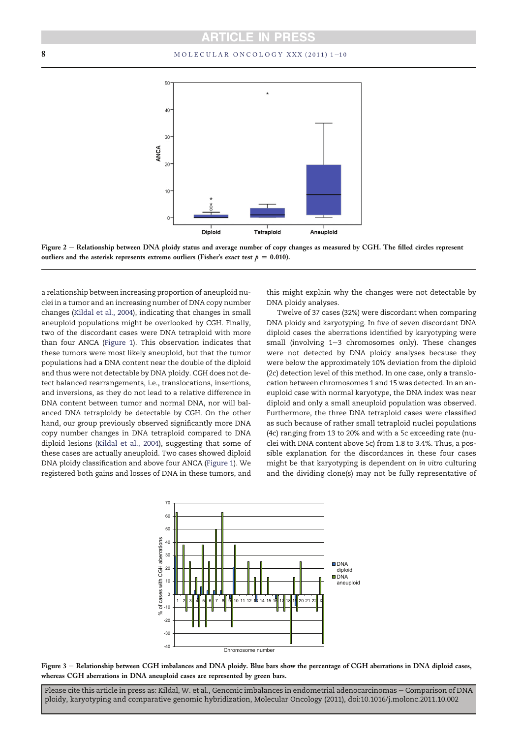Figure 2 – Relationship between DNA ploidy status and average number of copy changes as measured by CGH. The filled circles represent outliers and the asterisk represents extreme outliers (Fisher's exact test $p = 0.010$).

a relationship between increasing proportion of aneuploid nuclei in a tumor and an increasing number of DNA copy number changes (Kildal et al., 2004), indicating that changes in small aneuploid populations might be overlooked by CGH. Finally, two of the discordant cases were DNA tetraploid with more than four ANCA (Figure 1). This observation indicates that these tumors were most likely aneuploid, but that the tumor populations had a DNA content near the double of the diploid and thus were not detectable by DNA ploidy. CGH does not detect balanced rearrangements, i.e., translocations, insertions, and inversions, as they do not lead to a relative difference in DNA content between tumor and normal DNA, nor will balanced DNA tetraploidy be detectable by CGH. On the other hand, our group previously observed significantly more DNA copy number changes in DNA tetraploid compared to DNA diploid lesions (Kildal et al., 2004), suggesting that some of these cases are actually aneuploid. Two cases showed diploid DNA ploidy classification and above four ANCA (Figure 1). We registered both gains and losses of DNA in these tumors, and this might explain why the changes were not detectable by DNA ploidy analyses.

Twelve of 37 cases (32%) were discordant when comparing DNA ploidy and karyotyping. In five of seven discordant DNA diploid cases the aberrations identified by karyotyping were small (involving 1–3 chromosomes only). These changes were not detected by DNA ploidy analyses because they were below the approximately 10% deviation from the diploid (2c) detection level of this method. In one case, only a translocation between chromosomes 1 and 15 was detected. In an aneuploid case with normal karyotype, the DNA index was near diploid and only a small aneuploid population was observed. Furthermore, the three DNA tetraploid cases were classified as such because of rather small tetraploid nuclei populations (4c) ranging from 13 to 20% and with a 5c exceeding rate (nuclei with DNA content above 5c) from 1.8 to 3.4%. Thus, a possible explanation for the discordances in these four cases might be that karyotyping is dependent on *in vitro* culturing and the dividing clone(s) may not be fully representative of

Figure 3 – Relationship between CGH imbalances and DNA ploidy. Blue bars show the percentage of CGH aberrations in DNA diploid cases, whereas CGH aberrations in DNA aneuploid cases are represented by green bars.

Please cite this article in press as: Kildal, W. et al., Genomic imbalances in endometrial adenocarcinomas – Comparison of DNA ploidy, karyotyping and comparative genomic hybridization, Molecular Oncology (2011), doi:10.1016/j.molonc.2011.10.002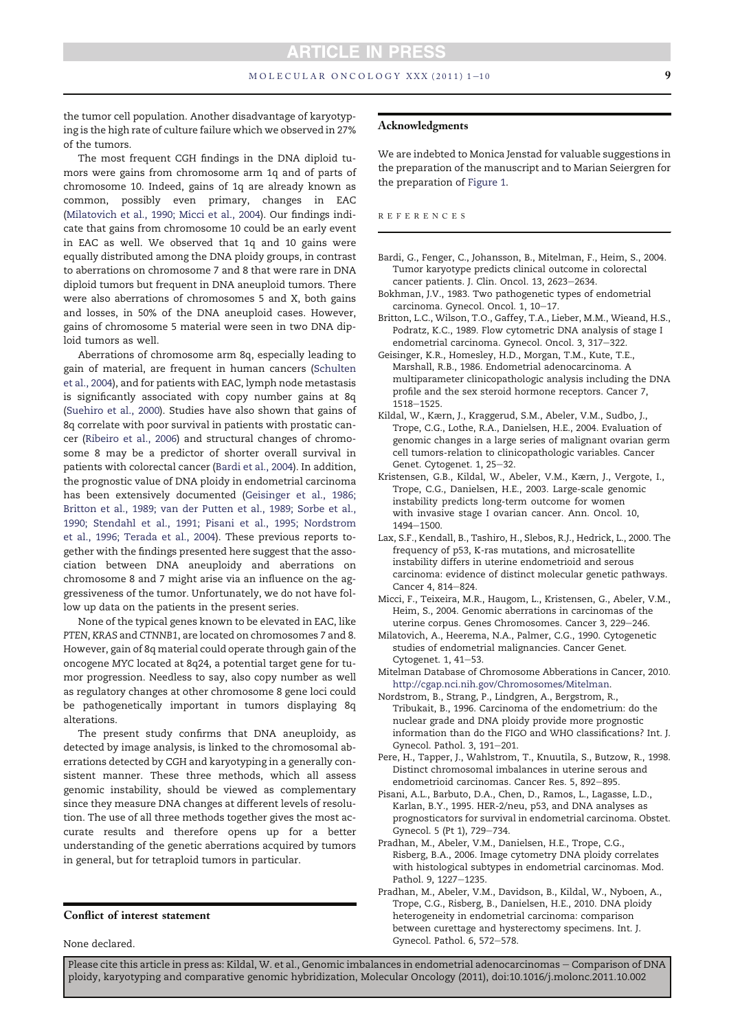the tumor cell population. Another disadvantage of karyotyping is the high rate of culture failure which we observed in 27% of the tumors.

The most frequent CGH findings in the DNA diploid tumors were gains from chromosome arm 1q and of parts of chromosome 10. Indeed, gains of 1q are already known as common, possibly even primary, changes in EAC (Milatovich et al., 1990; Micci et al., 2004). Our findings indicate that gains from chromosome 10 could be an early event in EAC as well. We observed that 1q and 10 gains were equally distributed among the DNA ploidy groups, in contrast to aberrations on chromosome 7 and 8 that were rare in DNA diploid tumors but frequent in DNA aneuploid tumors. There were also aberrations of chromosomes 5 and X, both gains and losses, in 50% of the DNA aneuploid cases. However, gains of chromosome 5 material were seen in two DNA diploid tumors as well.

Aberrations of chromosome arm 8q, especially leading to gain of material, are frequent in human cancers (Schulten et al., 2004), and for patients with EAC, lymph node metastasis is significantly associated with copy number gains at 8q (Suehiro et al., 2000). Studies have also shown that gains of 8q correlate with poor survival in patients with prostatic cancer (Ribeiro et al., 2006) and structural changes of chromosome 8 may be a predictor of shorter overall survival in patients with colorectal cancer (Bardi et al., 2004). In addition, the prognostic value of DNA ploidy in endometrial carcinoma has been extensively documented (Geisinger et al., 1986; Britton et al., 1989; van der Putten et al., 1989; Sorbe et al., 1990; Stendahl et al., 1991; Pisani et al., 1995; Nordstrom et al., 1996; Terada et al., 2004). These previous reports together with the findings presented here suggest that the association between DNA aneuploidy and aberrations on chromosome 8 and 7 might arise via an influence on the aggressiveness of the tumor. Unfortunately, we do not have follow up data on the patients in the present series.

None of the typical genes known to be elevated in EAC, like *PTEN*, *KRAS* and *CTNNB1*, are located on chromosomes 7 and 8. However, gain of 8q material could operate through gain of the oncogene *MYC* located at 8q24, a potential target gene for tumor progression. Needless to say, also copy number as well as regulatory changes at other chromosome 8 gene loci could be pathogenetically important in tumors displaying 8q alterations.

The present study confirms that DNA aneuploidy, as detected by image analysis, is linked to the chromosomal aberrations detected by CGH and karyotyping in a generally consistent manner. These three methods, which all assess genomic instability, should be viewed as complementary since they measure DNA changes at different levels of resolution. The use of all three methods together gives the most accurate results and therefore opens up for a better understanding of the genetic aberrations acquired by tumors in general, but for tetraploid tumors in particular.

## Conflict of interest statement

None declared.

## Acknowledgments

We are indebted to Monica Jenstad for valuable suggestions in the preparation of the manuscript and to Marian Seiergren for the preparation of Figure 1.

## REFERENCES

Bardi, G., Fenger, C., Johansson, B., Mitelman, F., Heim, S., 2004. Tumor karyotype predicts clinical outcome in colorectal cancer patients. J. Clin. Oncol. 13, 2623–2634.

Bokhman, J.V., 1983. Two pathogenetic types of endometrial carcinoma. Gynecol. Oncol. 1, 10–17.

Britton, L.C., Wilson, T.O., Gaffey, T.A., Lieber, M.M., Wieand, H.S., Podratz, K.C., 1989. Flow cytometric DNA analysis of stage I endometrial carcinoma. Gynecol. Oncol. 3, 317–322.

Geisinger, K.R., Homesley, H.D., Morgan, T.M., Kute, T.E., Marshall, R.B., 1986. Endometrial adenocarcinoma. A multiparameter clinicopathologic analysis including the DNA profile and the sex steroid hormone receptors. Cancer 7, 1518–1525.

Kildal, W., Kærn, J., Kraggerud, S.M., Abeler, V.M., Sudbo, J., Trope, C.G., Lothe, R.A., Danielsen, H.E., 2004. Evaluation of genomic changes in a large series of malignant ovarian germ cell tumors-relation to clinicopathologic variables. Cancer Genet. Cytogenet. 1, 25–32.

Kristensen, G.B., Kildal, W., Abeler, V.M., Kærn, J., Vergote, I., Trope, C.G., Danielsen, H.E., 2003. Large-scale genomic instability predicts long-term outcome for women with invasive stage I ovarian cancer. Ann. Oncol. 10, 1494–1500.

Lax, S.F., Kendall, B., Tashiro, H., Slebos, R.J., Hedrick, L., 2000. The frequency of p53, K-ras mutations, and microsatellite instability differs in uterine endometrioid and serous carcinoma: evidence of distinct molecular genetic pathways. Cancer 4, 814–824.

Micci, F., Teixeira, M.R., Haugom, L., Kristensen, G., Abeler, V.M., Heim, S., 2004. Genomic aberrations in carcinomas of the uterine corpus. Genes Chromosomes. Cancer 3, 229–246.

Milatovich, A., Heerema, N.A., Palmer, C.G., 1990. Cytogenetic studies of endometrial malignancies. Cancer Genet. Cytogenet. 1, 41–53.

Mitelman Database of Chromosome Abberations in Cancer, 2010. http://cgap.nci.nih.gov/Chromosomes/Mitelman.

Nordstrom, B., Strang, P., Lindgren, A., Bergstrom, R., Tribukait, B., 1996. Carcinoma of the endometrium: do the nuclear grade and DNA ploidy provide more prognostic information than do the FIGO and WHO classifications? Int. J. Gynecol. Pathol. 3, 191–201.

Pere, H., Tapper, J., Wahlstrom, T., Knuutila, S., Butzow, R., 1998. Distinct chromosomal imbalances in uterine serous and endometrioid carcinomas. Cancer Res. 5, 892–895.

Pisani, A.L., Barbuto, D.A., Chen, D., Ramos, L., Lagasse, L.D., Karlan, B.Y., 1995. HER-2/neu, p53, and DNA analyses as prognosticators for survival in endometrial carcinoma. Obstet. Gynecol. 5 (Pt 1), 729–734.

Pradhan, M., Abeler, V.M., Danielsen, H.E., Trope, C.G., Risberg, B.A., 2006. Image cytometry DNA ploidy correlates with histological subtypes in endometrial carcinomas. Mod. Pathol. 9, 1227–1235.

Pradhan, M., Abeler, V.M., Davidson, B., Kildal, W., Nyboen, A., Trope, C.G., Risberg, B., Danielsen, H.E., 2010. DNA ploidy heterogeneity in endometrial carcinoma: comparison between curettage and hysterectomy specimens. Int. J. Gynecol. Pathol. 6, 572–578.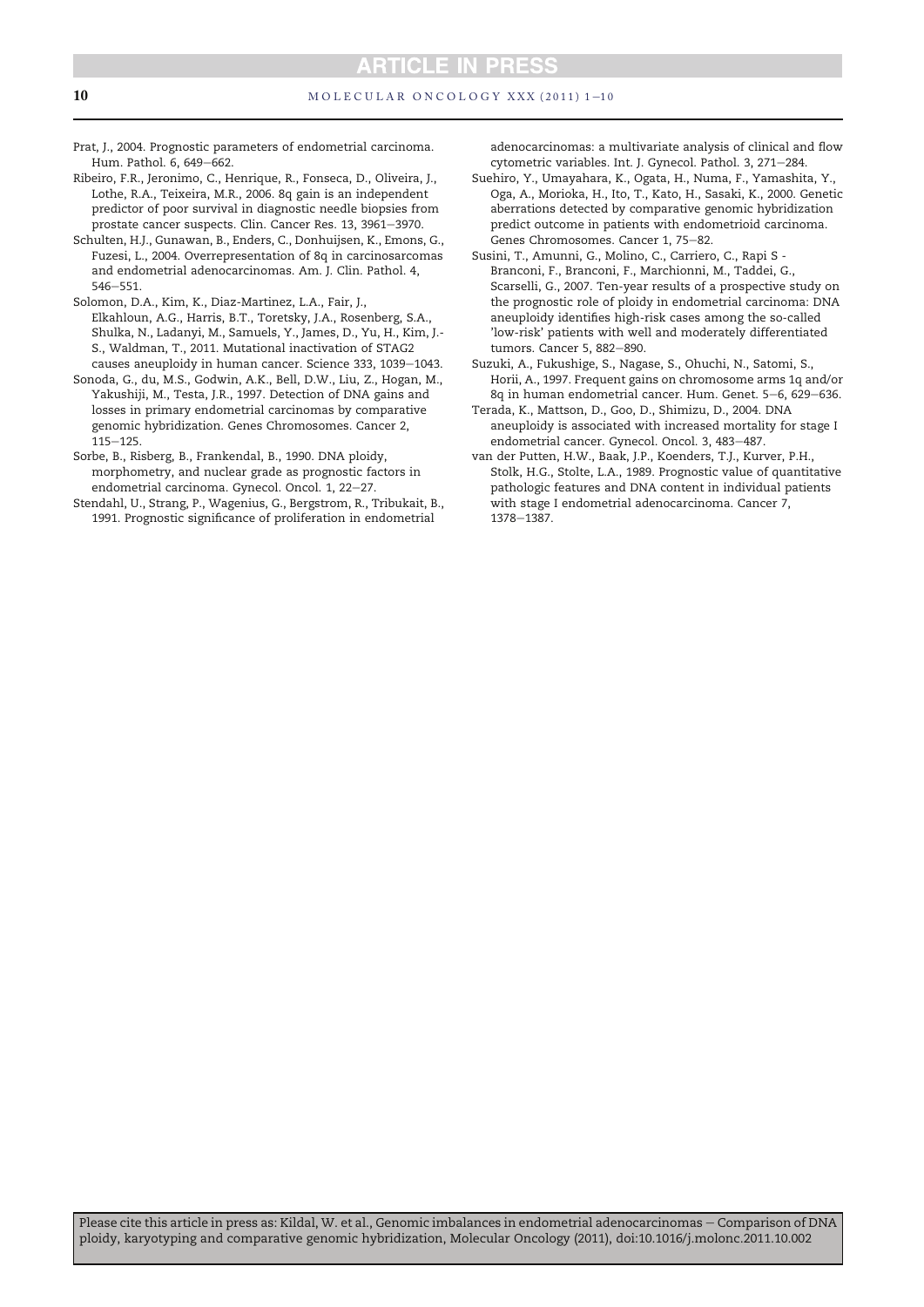Prat, J., 2004. Prognostic parameters of endometrial carcinoma. Hum. Pathol. 6, 649–662.

Ribeiro, F.R., Jeronimo, C., Henrique, R., Fonseca, D., Oliveira, J., Lothe, R.A., Teixeira, M.R., 2006. 8q gain is an independent predictor of poor survival in diagnostic needle biopsies from prostate cancer suspects. Clin. Cancer Res. 13, 3961–3970.

Schulten, H.J., Gunawan, B., Enders, C., Donhuijsen, K., Emons, G., Fuzesi, L., 2004. Overrepresentation of 8q in carcinosarcomas and endometrial adenocarcinomas. Am. J. Clin. Pathol. 4, 546–551.

Solomon, D.A., Kim, K., Diaz-Martinez, L.A., Fair, J., Elkahloun, A.G., Harris, B.T., Toretsky, J.A., Rosenberg, S.A., Shulka, N., Ladanyi, M., Samuels, Y., James, D., Yu, H., Kim, J.-S., Waldman, T., 2011. Mutational inactivation of STAG2 causes aneuploidy in human cancer. Science 333, 1039–1043.

Sonoda, G., du, M.S., Godwin, A.K., Bell, D.W., Liu, Z., Hogan, M., Yakushiji, M., Testa, J.R., 1997. Detection of DNA gains and losses in primary endometrial carcinomas by comparative genomic hybridization. Genes Chromosomes. Cancer 2, 115–125.

Sorbe, B., Risberg, B., Frankendal, B., 1990. DNA ploidy, morphometry, and nuclear grade as prognostic factors in endometrial carcinoma. Gynecol. Oncol. 1, 22–27.

Stendahl, U., Strang, P., Wagenius, G., Bergstrom, R., Tribukait, B., 1991. Prognostic significance of proliferation in endometrial adenocarcinomas: a multivariate analysis of clinical and flow cytometric variables. Int. J. Gynecol. Pathol. 3, 271–284.

Suehiro, Y., Umayahara, K., Ogata, H., Numa, F., Yamashita, Y., Oga, A., Morioka, H., Ito, T., Kato, H., Sasaki, K., 2000. Genetic aberrations detected by comparative genomic hybridization predict outcome in patients with endometrioid carcinoma. Genes Chromosomes. Cancer 1, 75–82.

Susini, T., Amunni, G., Molino, C., Carriero, C., Rapi S - Branconi, F., Branconi, F., Marchionni, M., Taddei, G., Scarselli, G., 2007. Ten-year results of a prospective study on the prognostic role of ploidy in endometrial carcinoma: DNA aneuploidy identifies high-risk cases among the so-called 'low-risk' patients with well and moderately differentiated tumors. Cancer 5, 882–890.

Suzuki, A., Fukushige, S., Nagase, S., Ohuchi, N., Satomi, S., Horii, A., 1997. Frequent gains on chromosome arms 1q and/or 8q in human endometrial cancer. Hum. Genet. 5–6, 629–636.

Terada, K., Mattson, D., Goo, D., Shimizu, D., 2004. DNA aneuploidy is associated with increased mortality for stage I endometrial cancer. Gynecol. Oncol. 3, 483–487.

van der Putten, H.W., Baak, J.P., Koenders, T.J., Kurver, P.H., Stolk, H.G., Stolte, L.A., 1989. Prognostic value of quantitative pathologic features and DNA content in individual patients with stage I endometrial adenocarcinoma. Cancer 7, 1378–1387.